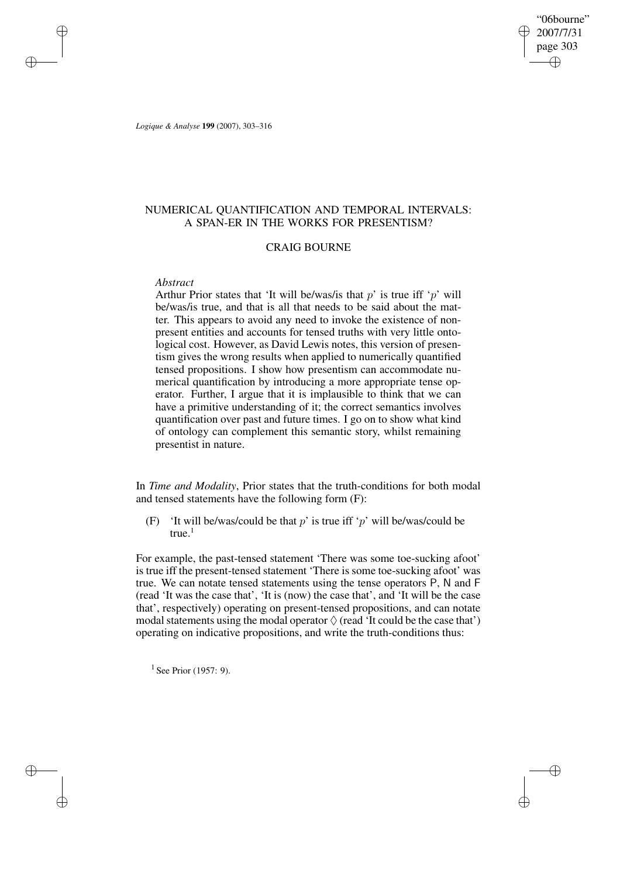# NUMERICAL QUANTIFICATION AND TEMPORAL INTERVALS: A SPAN-ER IN THE WORKS FOR PRESENTISM?

## CRAIG BOURNE

*Abstract*

Arthur Prior states that 'It will be/was/is that $p$' is true iff '$p$' will be/was/is true, and that is all that needs to be said about the matter. This appears to avoid any need to invoke the existence of non-present entities and accounts for tensed truths with very little ontological cost. However, as David Lewis notes, this version of presentism gives the wrong results when applied to numerically quantified tensed propositions. I show how presentism can accommodate numerical quantification by introducing a more appropriate tense operator. Further, I argue that it is implausible to think that we can have a primitive understanding of it; the correct semantics involves quantification over past and future times. I go on to show what kind of ontology can complement this semantic story, whilst remaining presentist in nature.

In *Time and Modality*, Prior states that the truth-conditions for both modal and tensed statements have the following form (F):

(F) 'It will be/was/could be that $p$' is true iff '$p$' will be/was/could be true.[1]

For example, the past-tensed statement 'There was some toe-sucking afoot' is true iff the present-tensed statement 'There is some toe-sucking afoot' was true. We can notate tensed statements using the tense operators $\mathsf{P}$, $\mathsf{N}$ and $\mathsf{F}$ (read 'It was the case that', 'It is (now) the case that', and 'It will be the case that', respectively) operating on present-tensed propositions, and can notate modal statements using the modal operator $\Diamond$ (read 'It could be the case that') operating on indicative propositions, and write the truth-conditions thus:

[1] See Prior (1957: 9).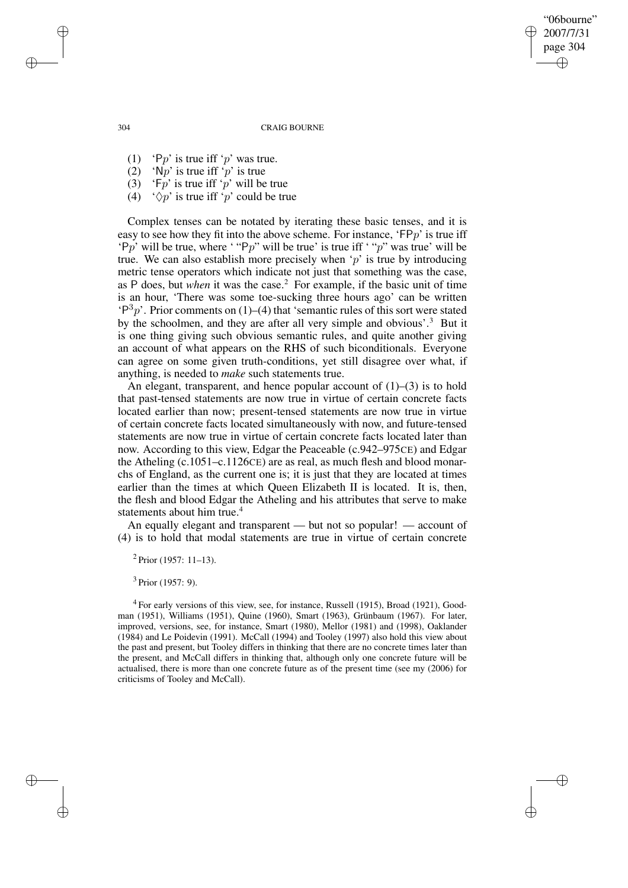(1) '$\mathsf{P}p$' is true iff '$p$' was true.
(2) '$\mathsf{N}p$' is true iff '$p$' is true
(3) '$\mathsf{F}p$' is true iff '$p$' will be true
(4) '$\Diamond p$' is true iff '$p$' could be true

Complex tenses can be notated by iterating these basic tenses, and it is easy to see how they fit into the above scheme. For instance, '$\mathsf{FP}p$' is true iff '$\mathsf{P}p$' will be true, where ' "$\mathsf{P}p$" will be true' is true iff ' "$p$" was true' will be true. We can also establish more precisely when '$p$' is true by introducing metric tense operators which indicate not just that something was the case, as $\mathsf{P}$ does, but *when* it was the case.[2] For example, if the basic unit of time is an hour, 'There was some toe-sucking three hours ago' can be written '$\mathsf{P}^3p$'. Prior comments on (1)–(4) that 'semantic rules of this sort were stated by the schoolmen, and they are after all very simple and obvious'.[3] But it is one thing giving such obvious semantic rules, and quite another giving an account of what appears on the RHS of such biconditionals. Everyone can agree on some given truth-conditions, yet still disagree over what, if anything, is needed to *make* such statements true.

An elegant, transparent, and hence popular account of (1)–(3) is to hold that past-tensed statements are now true in virtue of certain concrete facts located earlier than now; present-tensed statements are now true in virtue of certain concrete facts located simultaneously with now, and future-tensed statements are now true in virtue of certain concrete facts located later than now. According to this view, Edgar the Peaceable (c.942–975CE) and Edgar the Atheling (c.1051–c.1126CE) are as real, as much flesh and blood monarchs of England, as the current one is; it is just that they are located at times earlier than the times at which Queen Elizabeth II is located. It is, then, the flesh and blood Edgar the Atheling and his attributes that serve to make statements about him true.[4]

An equally elegant and transparent — but not so popular! — account of (4) is to hold that modal statements are true in virtue of certain concrete

[2] Prior (1957: 11–13).

[3] Prior (1957: 9).

[4] For early versions of this view, see, for instance, Russell (1915), Broad (1921), Goodman (1951), Williams (1951), Quine (1960), Smart (1963), Grünbaum (1967). For later, improved, versions, see, for instance, Smart (1980), Mellor (1981) and (1998), Oaklander (1984) and Le Poidevin (1991). McCall (1994) and Tooley (1997) also hold this view about the past and present, but Tooley differs in thinking that there are no concrete times later than the present, and McCall differs in thinking that, although only one concrete future will be actualised, there is more than one concrete future as of the present time (see my (2006) for criticisms of Tooley and McCall).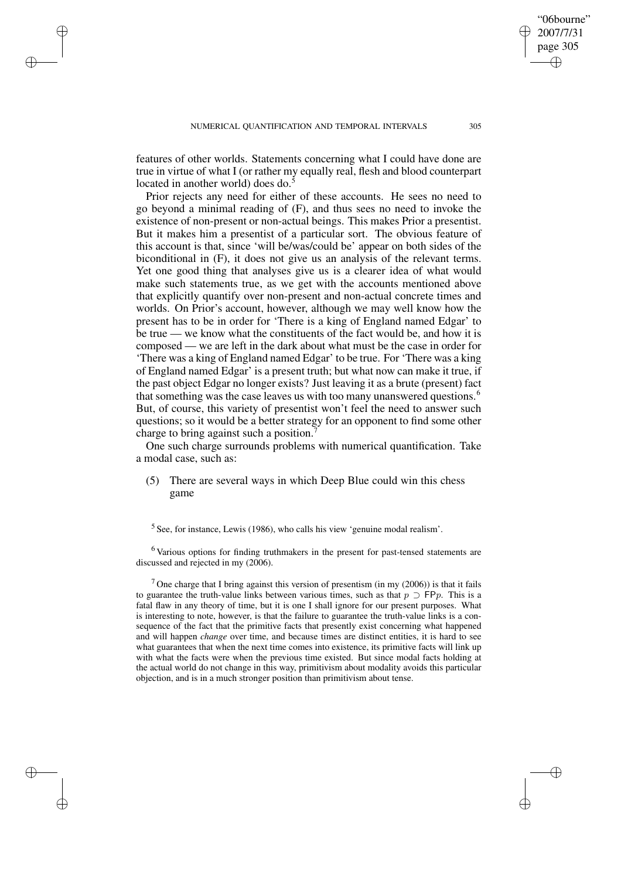features of other worlds. Statements concerning what I could have done are true in virtue of what I (or rather my equally real, flesh and blood counterpart located in another world) does do.[5]

Prior rejects any need for either of these accounts. He sees no need to go beyond a minimal reading of (F), and thus sees no need to invoke the existence of non-present or non-actual beings. This makes Prior a presentist. But it makes him a presentist of a particular sort. The obvious feature of this account is that, since 'will be/was/could be' appear on both sides of the biconditional in (F), it does not give us an analysis of the relevant terms. Yet one good thing that analyses give us is a clearer idea of what would make such statements true, as we get with the accounts mentioned above that explicitly quantify over non-present and non-actual concrete times and worlds. On Prior's account, however, although we may well know how the present has to be in order for 'There is a king of England named Edgar' to be true — we know what the constituents of the fact would be, and how it is composed — we are left in the dark about what must be the case in order for 'There was a king of England named Edgar' to be true. For 'There was a king of England named Edgar' is a present truth; but what now can make it true, if the past object Edgar no longer exists? Just leaving it as a brute (present) fact that something was the case leaves us with too many unanswered questions.[6] But, of course, this variety of presentist won't feel the need to answer such questions; so it would be a better strategy for an opponent to find some other charge to bring against such a position.[7]

One such charge surrounds problems with numerical quantification. Take a modal case, such as:

(5) There are several ways in which Deep Blue could win this chess game

[5] See, for instance, Lewis (1986), who calls his view 'genuine modal realism'.

[6] Various options for finding truthmakers in the present for past-tensed statements are discussed and rejected in my (2006).

[7] One charge that I bring against this version of presentism (in my (2006)) is that it fails to guarantee the truth-value links between various times, such as that $p \supset \mathsf{FP}p$. This is a fatal flaw in any theory of time, but it is one I shall ignore for our present purposes. What is interesting to note, however, is that the failure to guarantee the truth-value links is a consequence of the fact that the primitive facts that presently exist concerning what happened and will happen *change* over time, and because times are distinct entities, it is hard to see what guarantees that when the next time comes into existence, its primitive facts will link up with what the facts were when the previous time existed. But since modal facts holding at the actual world do not change in this way, primitivism about modality avoids this particular objection, and is in a much stronger position than primitivism about tense.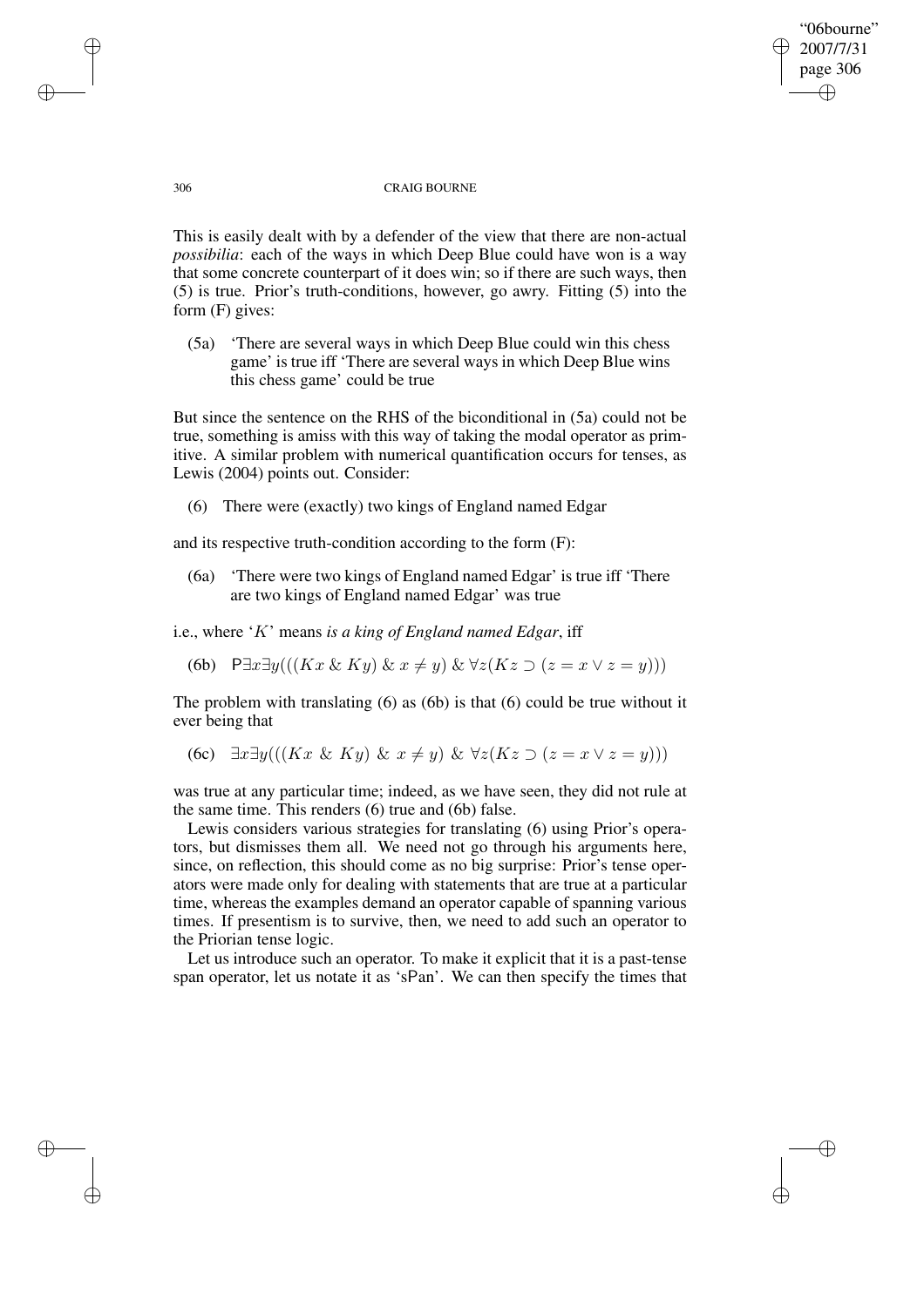This is easily dealt with by a defender of the view that there are non-actual *possibilia*: each of the ways in which Deep Blue could have won is a way that some concrete counterpart of it does win; so if there are such ways, then (5) is true. Prior's truth-conditions, however, go awry. Fitting (5) into the form (F) gives:

(5a) 'There are several ways in which Deep Blue could win this chess game' is true iff 'There are several ways in which Deep Blue wins this chess game' could be true

But since the sentence on the RHS of the biconditional in (5a) could not be true, something is amiss with this way of taking the modal operator as primitive. A similar problem with numerical quantification occurs for tenses, as Lewis (2004) points out. Consider:

(6) There were (exactly) two kings of England named Edgar

and its respective truth-condition according to the form (F):

(6a) 'There were two kings of England named Edgar' is true iff 'There are two kings of England named Edgar' was true

i.e., where '$K$' means *is a king of England named Edgar*, iff

(6b) $\mathsf{P}\exists x \exists y(((Kx \;\&\; Ky) \;\&\; x \neq y) \;\&\; \forall z(Kz \supset (z = x \vee z = y)))$

The problem with translating (6) as (6b) is that (6) could be true without it ever being that

(6c) $\exists x \exists y(((Kx \;\&\; Ky) \;\&\; x \neq y) \;\&\; \forall z(Kz \supset (z = x \vee z = y)))$

was true at any particular time; indeed, as we have seen, they did not rule at the same time. This renders (6) true and (6b) false.

Lewis considers various strategies for translating (6) using Prior's operators, but dismisses them all. We need not go through his arguments here, since, on reflection, this should come as no big surprise: Prior's tense operators were made only for dealing with statements that are true at a particular time, whereas the examples demand an operator capable of spanning various times. If presentism is to survive, then, we need to add such an operator to the Priorian tense logic.

Let us introduce such an operator. To make it explicit that it is a past-tense span operator, let us notate it as 'sPan'. We can then specify the times that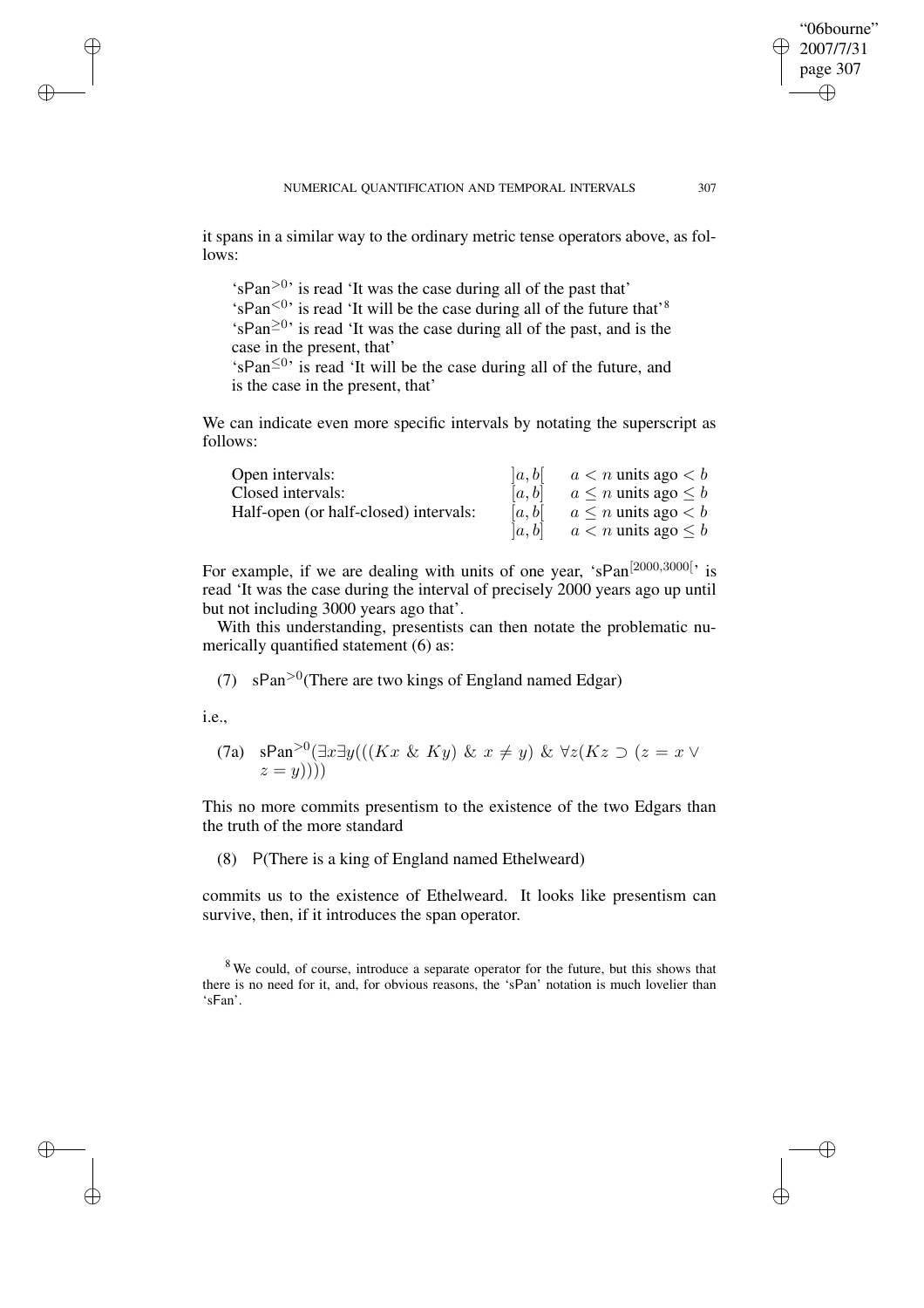it spans in a similar way to the ordinary metric tense operators above, as follows:

> '$\mathsf{sPan}^{>0}$' is read 'It was the case during all of the past that'
> '$\mathsf{sPan}^{<0}$' is read 'It will be the case during all of the future that'[8]
> '$\mathsf{sPan}^{\geq 0}$' is read 'It was the case during all of the past, and is the case in the present, that'
> '$\mathsf{sPan}^{\leq 0}$' is read 'It will be the case during all of the future, and is the case in the present, that'

We can indicate even more specific intervals by notating the superscript as follows:

| | | |
|---|---|---|
| Open intervals: | $]a, b[$ | $a < n$ units ago $< b$ |
| Closed intervals: | $[a, b]$ | $a \leq n$ units ago $\leq b$ |
| Half-open (or half-closed) intervals: | $[a, b[$ | $a \leq n$ units ago $< b$ |
| | $]a, b]$ | $a < n$ units ago $\leq b$ |

For example, if we are dealing with units of one year, '$\mathsf{sPan}^{[2000,3000[}$' is read 'It was the case during the interval of precisely 2000 years ago up until but not including 3000 years ago that'.

With this understanding, presentists can then notate the problematic numerically quantified statement (6) as:

(7) $\mathsf{sPan}^{>0}$(There are two kings of England named Edgar)

i.e.,

(7a) $\mathsf{sPan}^{>0}(\exists x \exists y(((Kx \;\&\; Ky) \;\&\; x \neq y) \;\&\; \forall z(Kz \supset (z = x \vee z = y))))$

This no more commits presentism to the existence of the two Edgars than the truth of the more standard

(8) $\mathsf{P}$(There is a king of England named Ethelweard)

commits us to the existence of Ethelweard. It looks like presentism can survive, then, if it introduces the span operator.

[8] We could, of course, introduce a separate operator for the future, but this shows that there is no need for it, and, for obvious reasons, the 'sPan' notation is much lovelier than 'sFan'.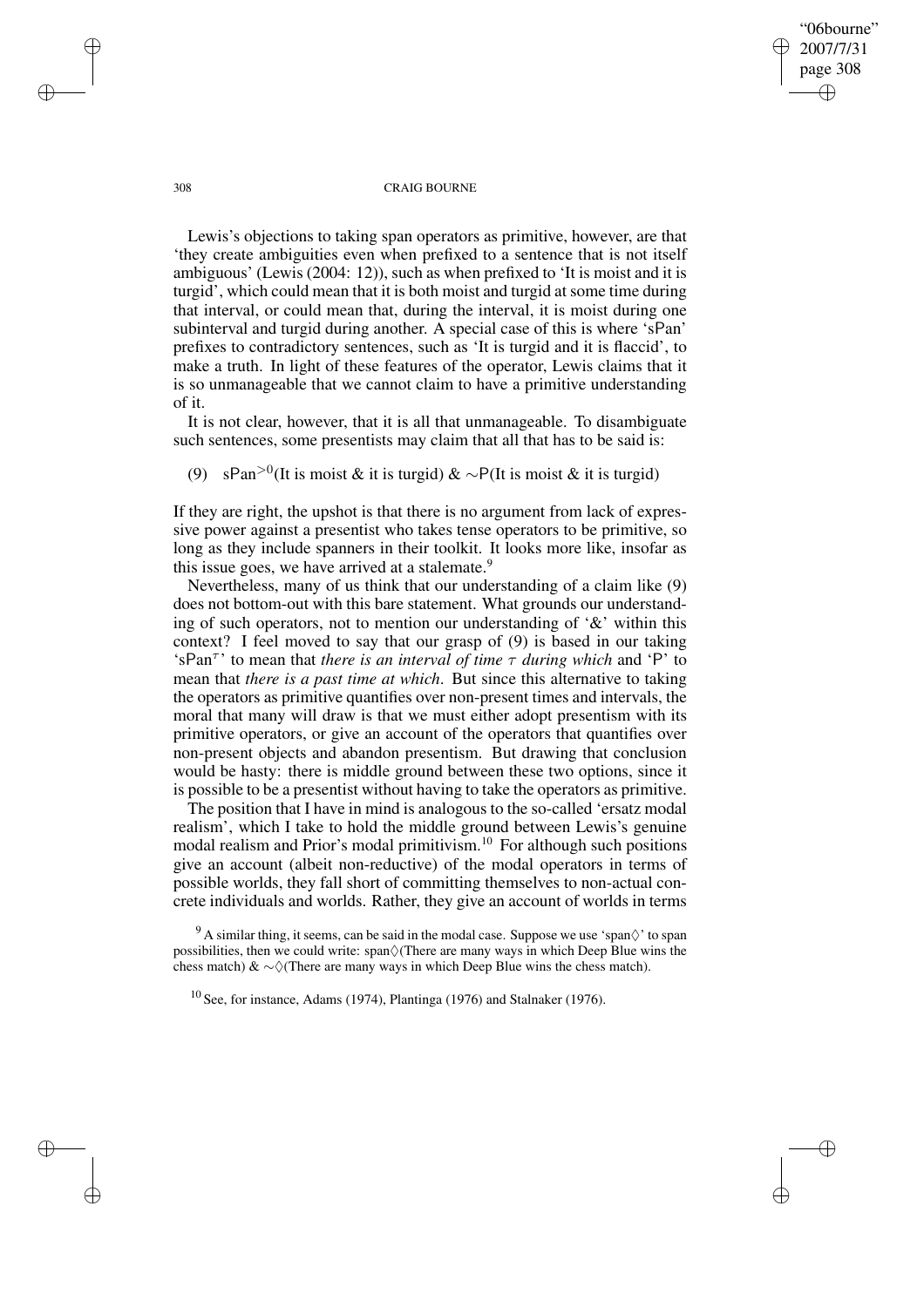Lewis's objections to taking span operators as primitive, however, are that 'they create ambiguities even when prefixed to a sentence that is not itself ambiguous' (Lewis (2004: 12)), such as when prefixed to 'It is moist and it is turgid', which could mean that it is both moist and turgid at some time during that interval, or could mean that, during the interval, it is moist during one subinterval and turgid during another. A special case of this is where 'sPan' prefixes to contradictory sentences, such as 'It is turgid and it is flaccid', to make a truth. In light of these features of the operator, Lewis claims that it is so unmanageable that we cannot claim to have a primitive understanding of it.

It is not clear, however, that it is all that unmanageable. To disambiguate such sentences, some presentists may claim that all that has to be said is:

(9) $\mathsf{sPan}^{>0}$(It is moist & it is turgid) & $\sim$P(It is moist & it is turgid)

If they are right, the upshot is that there is no argument from lack of expressive power against a presentist who takes tense operators to be primitive, so long as they include spanners in their toolkit. It looks more like, insofar as this issue goes, we have arrived at a stalemate.[9]

Nevertheless, many of us think that our understanding of a claim like (9) does not bottom-out with this bare statement. What grounds our understanding of such operators, not to mention our understanding of '&' within this context? I feel moved to say that our grasp of (9) is based in our taking '$\mathsf{sPan}^{\tau}$' to mean that *there is an interval of time* $\tau$ *during which* and 'P' to mean that *there is a past time at which*. But since this alternative to taking the operators as primitive quantifies over non-present times and intervals, the moral that many will draw is that we must either adopt presentism with its primitive operators, or give an account of the operators that quantifies over non-present objects and abandon presentism. But drawing that conclusion would be hasty: there is middle ground between these two options, since it is possible to be a presentist without having to take the operators as primitive.

The position that I have in mind is analogous to the so-called 'ersatz modal realism', which I take to hold the middle ground between Lewis's genuine modal realism and Prior's modal primitivism.[10] For although such positions give an account (albeit non-reductive) of the modal operators in terms of possible worlds, they fall short of committing themselves to non-actual concrete individuals and worlds. Rather, they give an account of worlds in terms

[9] A similar thing, it seems, can be said in the modal case. Suppose we use 'span$\Diamond$' to span possibilities, then we could write: span$\Diamond$(There are many ways in which Deep Blue wins the chess match) & $\sim\Diamond$(There are many ways in which Deep Blue wins the chess match).

[10] See, for instance, Adams (1974), Plantinga (1976) and Stalnaker (1976).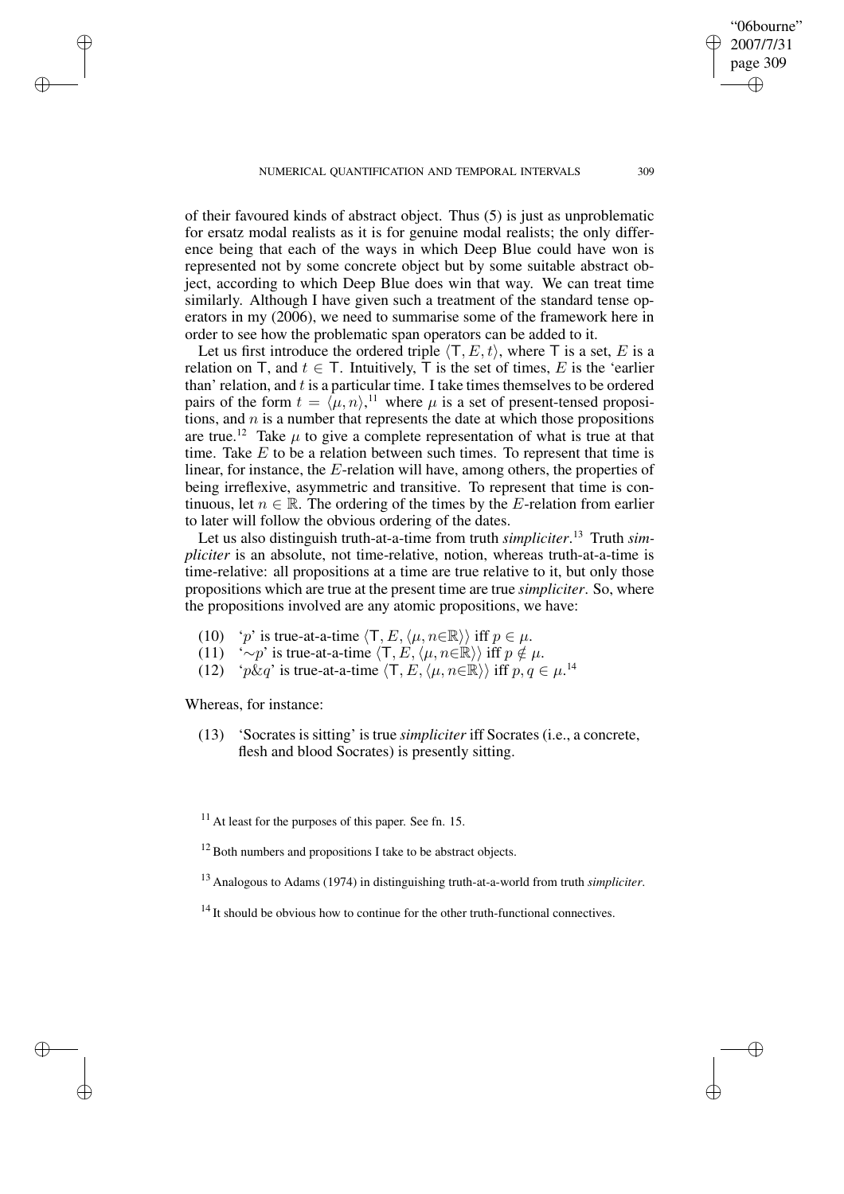of their favoured kinds of abstract object. Thus (5) is just as unproblematic for ersatz modal realists as it is for genuine modal realists; the only difference being that each of the ways in which Deep Blue could have won is represented not by some concrete object but by some suitable abstract object, according to which Deep Blue does win that way. We can treat time similarly. Although I have given such a treatment of the standard tense operators in my (2006), we need to summarise some of the framework here in order to see how the problematic span operators can be added to it.

Let us first introduce the ordered triple $\langle \mathsf{T}, E, t \rangle$, where $\mathsf{T}$ is a set, $E$ is a relation on $\mathsf{T}$, and $t \in \mathsf{T}$. Intuitively, $\mathsf{T}$ is the set of times, $E$ is the 'earlier than' relation, and $t$ is a particular time. I take times themselves to be ordered pairs of the form $t = \langle \mu, n \rangle$,[11] where $\mu$ is a set of present-tensed propositions, and $n$ is a number that represents the date at which those propositions are true.[12] Take $\mu$ to give a complete representation of what is true at that time. Take $E$ to be a relation between such times. To represent that time is linear, for instance, the $E$-relation will have, among others, the properties of being irreflexive, asymmetric and transitive. To represent that time is continuous, let $n \in \mathbb{R}$. The ordering of the times by the $E$-relation from earlier to later will follow the obvious ordering of the dates.

Let us also distinguish truth-at-a-time from truth *simpliciter*.[13] Truth *simpliciter* is an absolute, not time-relative, notion, whereas truth-at-a-time is time-relative: all propositions at a time are true relative to it, but only those propositions which are true at the present time are true *simpliciter*. So, where the propositions involved are any atomic propositions, we have:

(10) '$p$' is true-at-a-time $\langle \mathsf{T}, E, \langle \mu, n \in \mathbb{R} \rangle \rangle$ iff $p \in \mu$.

(11) '$\sim p$' is true-at-a-time $\langle \mathsf{T}, E, \langle \mu, n \in \mathbb{R} \rangle \rangle$ iff $p \notin \mu$.

(12) '$p \& q$' is true-at-a-time $\langle \mathsf{T}, E, \langle \mu, n \in \mathbb{R} \rangle \rangle$ iff $p, q \in \mu$.[14]

Whereas, for instance:

(13) 'Socrates is sitting' is true *simpliciter* iff Socrates (i.e., a concrete, flesh and blood Socrates) is presently sitting.

---

[11] At least for the purposes of this paper. See fn. 15.

[12] Both numbers and propositions I take to be abstract objects.

[13] Analogous to Adams (1974) in distinguishing truth-at-a-world from truth *simpliciter*.

[14] It should be obvious how to continue for the other truth-functional connectives.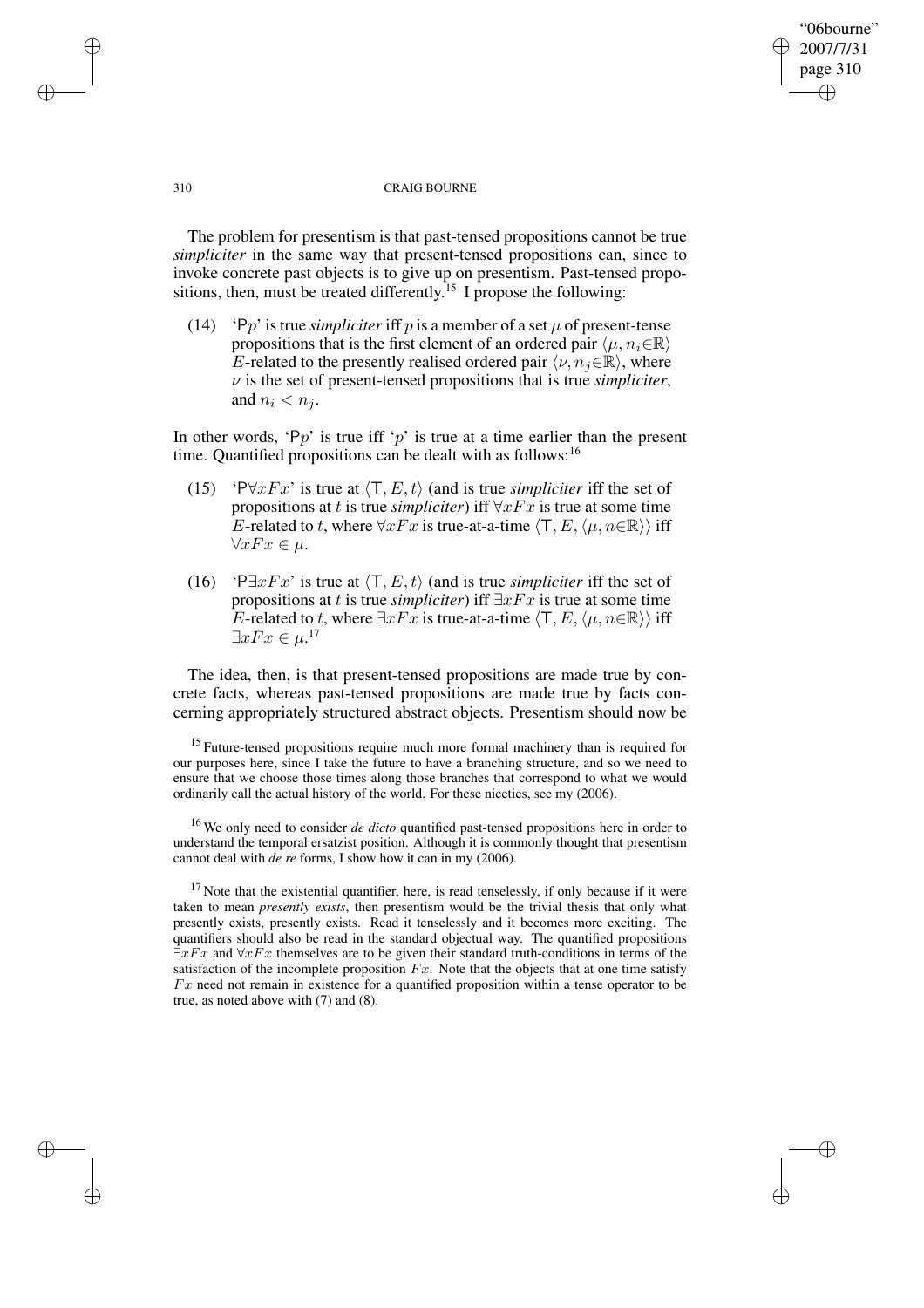The problem for presentism is that past-tensed propositions cannot be true *simpliciter* in the same way that present-tensed propositions can, since to invoke concrete past objects is to give up on presentism. Past-tensed propositions, then, must be treated differently.[15] I propose the following:

(14) '$\mathsf{P}p$' is true *simpliciter* iff $p$ is a member of a set $\mu$ of present-tense propositions that is the first element of an ordered pair $\langle \mu, n_i \in \mathbb{R} \rangle$ $E$-related to the presently realised ordered pair $\langle \nu, n_j \in \mathbb{R} \rangle$, where $\nu$ is the set of present-tensed propositions that is true *simpliciter*, and $n_i < n_j$.

In other words, '$\mathsf{P}p$' is true iff '$p$' is true at a time earlier than the present time. Quantified propositions can be dealt with as follows:[16]

(15) '$\mathsf{P}\forall xFx$' is true at $\langle \mathsf{T}, E, t \rangle$ (and is true *simpliciter* iff the set of propositions at $t$ is true *simpliciter*) iff $\forall xFx$ is true at some time $E$-related to $t$, where $\forall xFx$ is true-at-a-time $\langle \mathsf{T}, E, \langle \mu, n \in \mathbb{R} \rangle \rangle$ iff $\forall xFx \in \mu$.

(16) '$\mathsf{P}\exists xFx$' is true at $\langle \mathsf{T}, E, t \rangle$ (and is true *simpliciter* iff the set of propositions at $t$ is true *simpliciter*) iff $\exists xFx$ is true at some time $E$-related to $t$, where $\exists xFx$ is true-at-a-time $\langle \mathsf{T}, E, \langle \mu, n \in \mathbb{R} \rangle \rangle$ iff $\exists xFx \in \mu$.[17]

The idea, then, is that present-tensed propositions are made true by concrete facts, whereas past-tensed propositions are made true by facts concerning appropriately structured abstract objects. Presentism should now be

[15] Future-tensed propositions require much more formal machinery than is required for our purposes here, since I take the future to have a branching structure, and so we need to ensure that we choose those times along those branches that correspond to what we would ordinarily call the actual history of the world. For these niceties, see my (2006).

[16] We only need to consider *de dicto* quantified past-tensed propositions here in order to understand the temporal ersatzist position. Although it is commonly thought that presentism cannot deal with *de re* forms, I show how it can in my (2006).

[17] Note that the existential quantifier, here, is read tenselessly, if only because if it were taken to mean *presently exists*, then presentism would be the trivial thesis that only what presently exists, presently exists. Read it tenselessly and it becomes more exciting. The quantifiers should also be read in the standard objectual way. The quantified propositions $\exists xFx$ and $\forall xFx$ themselves are to be given their standard truth-conditions in terms of the satisfaction of the incomplete proposition $Fx$. Note that the objects that at one time satisfy $Fx$ need not remain in existence for a quantified proposition within a tense operator to be true, as noted above with (7) and (8).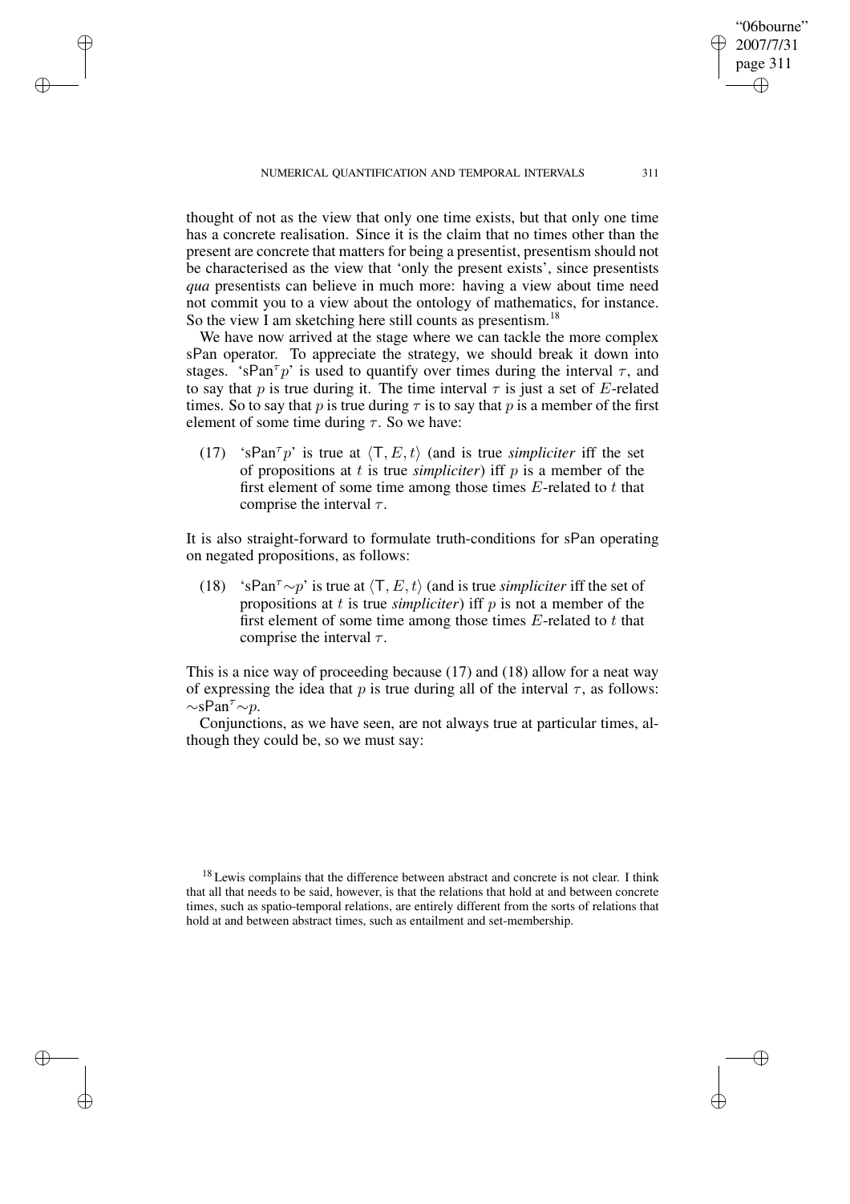thought of not as the view that only one time exists, but that only one time has a concrete realisation. Since it is the claim that no times other than the present are concrete that matters for being a presentist, presentism should not be characterised as the view that 'only the present exists', since presentists *qua* presentists can believe in much more: having a view about time need not commit you to a view about the ontology of mathematics, for instance. So the view I am sketching here still counts as presentism.[18]

We have now arrived at the stage where we can tackle the more complex sPan operator. To appreciate the strategy, we should break it down into stages. '$\mathsf{sPan}^{\tau}p$' is used to quantify over times during the interval $\tau$, and to say that $p$ is true during it. The time interval $\tau$ is just a set of $E$-related times. So to say that $p$ is true during $\tau$ is to say that $p$ is a member of the first element of some time during $\tau$. So we have:

(17) '$\mathsf{sPan}^{\tau}p$' is true at $\langle \mathsf{T}, E, t\rangle$ (and is true *simpliciter* iff the set of propositions at $t$ is true *simpliciter*) iff $p$ is a member of the first element of some time among those times $E$-related to $t$ that comprise the interval $\tau$.

It is also straight-forward to formulate truth-conditions for sPan operating on negated propositions, as follows:

(18) '$\mathsf{sPan}^{\tau}{\sim}p$' is true at $\langle \mathsf{T}, E, t\rangle$ (and is true *simpliciter* iff the set of propositions at $t$ is true *simpliciter*) iff $p$ is not a member of the first element of some time among those times $E$-related to $t$ that comprise the interval $\tau$.

This is a nice way of proceeding because (17) and (18) allow for a neat way of expressing the idea that $p$ is true during all of the interval $\tau$, as follows: ${\sim}\mathsf{sPan}^{\tau}{\sim}p$.

Conjunctions, as we have seen, are not always true at particular times, although they could be, so we must say:

[18] Lewis complains that the difference between abstract and concrete is not clear. I think that all that needs to be said, however, is that the relations that hold at and between concrete times, such as spatio-temporal relations, are entirely different from the sorts of relations that hold at and between abstract times, such as entailment and set-membership.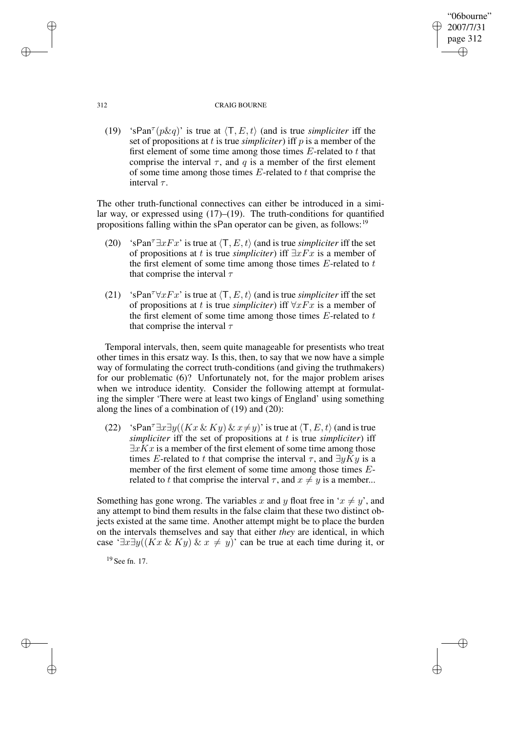(19) 'sPan$^{\tau}(p\&q)$' is true at $\langle \mathsf{T}, E, t\rangle$ (and is true *simpliciter* iff the set of propositions at $t$ is true *simpliciter*) iff $p$ is a member of the first element of some time among those times $E$-related to $t$ that comprise the interval $\tau$, and $q$ is a member of the first element of some time among those times $E$-related to $t$ that comprise the interval $\tau$.

The other truth-functional connectives can either be introduced in a similar way, or expressed using (17)–(19). The truth-conditions for quantified propositions falling within the sPan operator can be given, as follows:[19]

(20) 'sPan$^{\tau}\exists xFx$' is true at $\langle \mathsf{T}, E, t\rangle$ (and is true *simpliciter* iff the set of propositions at $t$ is true *simpliciter*) iff $\exists xFx$ is a member of the first element of some time among those times $E$-related to $t$ that comprise the interval $\tau$

(21) 'sPan$^{\tau}\forall xFx$' is true at $\langle \mathsf{T}, E, t\rangle$ (and is true *simpliciter* iff the set of propositions at $t$ is true *simpliciter*) iff $\forall xFx$ is a member of the first element of some time among those times $E$-related to $t$ that comprise the interval $\tau$

Temporal intervals, then, seem quite manageable for presentists who treat other times in this ersatz way. Is this, then, to say that we now have a simple way of formulating the correct truth-conditions (and giving the truthmakers) for our problematic (6)? Unfortunately not, for the major problem arises when we introduce identity. Consider the following attempt at formulating the simpler 'There were at least two kings of England' using something along the lines of a combination of (19) and (20):

(22) 'sPan$^{\tau}\exists x\exists y((Kx \,\&\, Ky) \,\&\, x \neq y)$' is true at $\langle \mathsf{T}, E, t\rangle$ (and is true *simpliciter* iff the set of propositions at $t$ is true *simpliciter*) iff $\exists xKx$ is a member of the first element of some time among those times $E$-related to $t$ that comprise the interval $\tau$, and $\exists yKy$ is a member of the first element of some time among those times $E$-related to $t$ that comprise the interval $\tau$, and $x \neq y$ is a member...

Something has gone wrong. The variables $x$ and $y$ float free in '$x \neq y$', and any attempt to bind them results in the false claim that these two distinct objects existed at the same time. Another attempt might be to place the burden on the intervals themselves and say that either *they* are identical, in which case '$\exists x\exists y((Kx \,\&\, Ky) \,\&\, x \neq y)$' can be true at each time during it, or

[19] See fn. 17.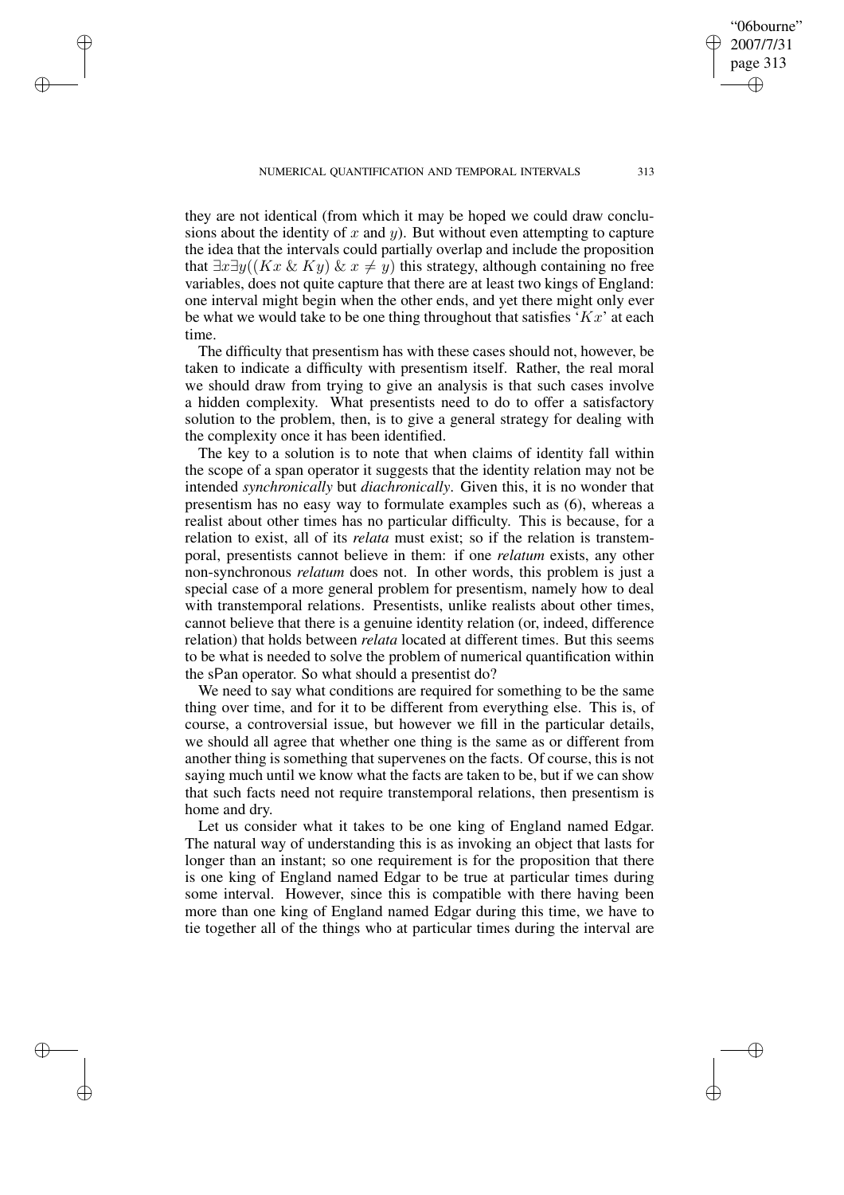they are not identical (from which it may be hoped we could draw conclusions about the identity of $x$ and $y$). But without even attempting to capture the idea that the intervals could partially overlap and include the proposition that $\exists x \exists y((Kx \,\&\, Ky) \,\&\, x \neq y)$ this strategy, although containing no free variables, does not quite capture that there are at least two kings of England: one interval might begin when the other ends, and yet there might only ever be what we would take to be one thing throughout that satisfies '$Kx$' at each time.

The difficulty that presentism has with these cases should not, however, be taken to indicate a difficulty with presentism itself. Rather, the real moral we should draw from trying to give an analysis is that such cases involve a hidden complexity. What presentists need to do to offer a satisfactory solution to the problem, then, is to give a general strategy for dealing with the complexity once it has been identified.

The key to a solution is to note that when claims of identity fall within the scope of a span operator it suggests that the identity relation may not be intended *synchronically* but *diachronically*. Given this, it is no wonder that presentism has no easy way to formulate examples such as (6), whereas a realist about other times has no particular difficulty. This is because, for a relation to exist, all of its *relata* must exist; so if the relation is transtemporal, presentists cannot believe in them: if one *relatum* exists, any other non-synchronous *relatum* does not. In other words, this problem is just a special case of a more general problem for presentism, namely how to deal with transtemporal relations. Presentists, unlike realists about other times, cannot believe that there is a genuine identity relation (or, indeed, difference relation) that holds between *relata* located at different times. But this seems to be what is needed to solve the problem of numerical quantification within the sPan operator. So what should a presentist do?

We need to say what conditions are required for something to be the same thing over time, and for it to be different from everything else. This is, of course, a controversial issue, but however we fill in the particular details, we should all agree that whether one thing is the same as or different from another thing is something that supervenes on the facts. Of course, this is not saying much until we know what the facts are taken to be, but if we can show that such facts need not require transtemporal relations, then presentism is home and dry.

Let us consider what it takes to be one king of England named Edgar. The natural way of understanding this is as invoking an object that lasts for longer than an instant; so one requirement is for the proposition that there is one king of England named Edgar to be true at particular times during some interval. However, since this is compatible with there having been more than one king of England named Edgar during this time, we have to tie together all of the things who at particular times during the interval are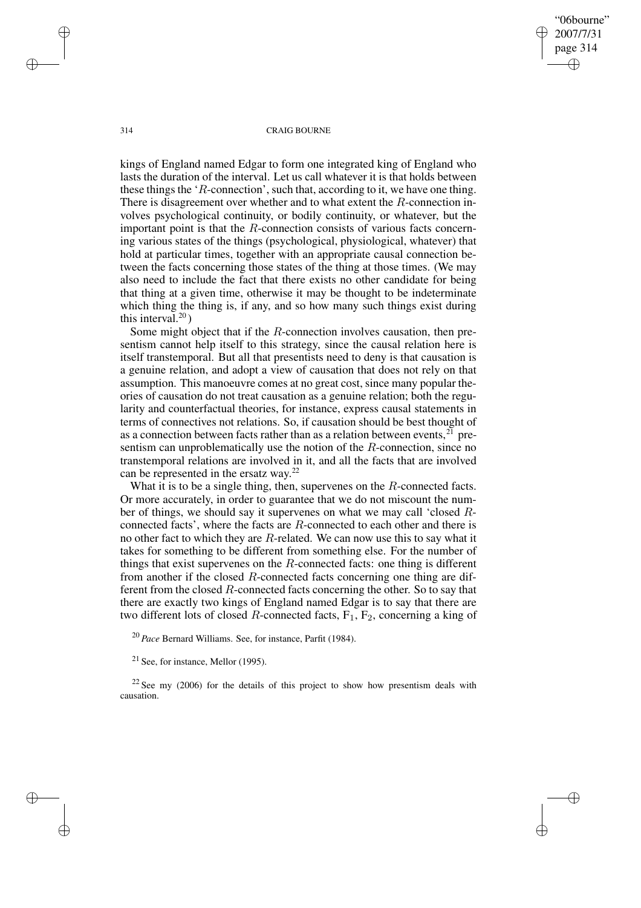kings of England named Edgar to form one integrated king of England who lasts the duration of the interval. Let us call whatever it is that holds between these things the '$R$-connection', such that, according to it, we have one thing. There is disagreement over whether and to what extent the $R$-connection involves psychological continuity, or bodily continuity, or whatever, but the important point is that the $R$-connection consists of various facts concerning various states of the things (psychological, physiological, whatever) that hold at particular times, together with an appropriate causal connection between the facts concerning those states of the thing at those times. (We may also need to include the fact that there exists no other candidate for being that thing at a given time, otherwise it may be thought to be indeterminate which thing the thing is, if any, and so how many such things exist during this interval.[20])

Some might object that if the $R$-connection involves causation, then presentism cannot help itself to this strategy, since the causal relation here is itself transtemporal. But all that presentists need to deny is that causation is a genuine relation, and adopt a view of causation that does not rely on that assumption. This manoeuvre comes at no great cost, since many popular theories of causation do not treat causation as a genuine relation; both the regularity and counterfactual theories, for instance, express causal statements in terms of connectives not relations. So, if causation should be best thought of as a connection between facts rather than as a relation between events,[21] presentism can unproblematically use the notion of the $R$-connection, since no transtemporal relations are involved in it, and all the facts that are involved can be represented in the ersatz way.[22]

What it is to be a single thing, then, supervenes on the $R$-connected facts. Or more accurately, in order to guarantee that we do not miscount the number of things, we should say it supervenes on what we may call 'closed $R$-connected facts', where the facts are $R$-connected to each other and there is no other fact to which they are $R$-related. We can now use this to say what it takes for something to be different from something else. For the number of things that exist supervenes on the $R$-connected facts: one thing is different from another if the closed $R$-connected facts concerning one thing are different from the closed $R$-connected facts concerning the other. So to say that there are exactly two kings of England named Edgar is to say that there are two different lots of closed $R$-connected facts, $F_1$, $F_2$, concerning a king of

[20] *Pace* Bernard Williams. See, for instance, Parfit (1984).

[21] See, for instance, Mellor (1995).

[22] See my (2006) for the details of this project to show how presentism deals with causation.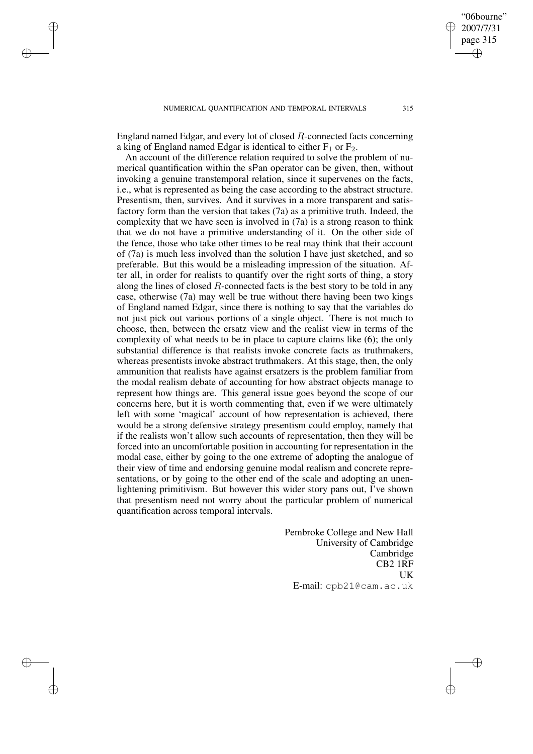England named Edgar, and every lot of closed $R$-connected facts concerning a king of England named Edgar is identical to either $F_1$ or $F_2$.

An account of the difference relation required to solve the problem of numerical quantification within the sPan operator can be given, then, without invoking a genuine transtemporal relation, since it supervenes on the facts, i.e., what is represented as being the case according to the abstract structure. Presentism, then, survives. And it survives in a more transparent and satisfactory form than the version that takes (7a) as a primitive truth. Indeed, the complexity that we have seen is involved in (7a) is a strong reason to think that we do not have a primitive understanding of it. On the other side of the fence, those who take other times to be real may think that their account of (7a) is much less involved than the solution I have just sketched, and so preferable. But this would be a misleading impression of the situation. After all, in order for realists to quantify over the right sorts of thing, a story along the lines of closed $R$-connected facts is the best story to be told in any case, otherwise (7a) may well be true without there having been two kings of England named Edgar, since there is nothing to say that the variables do not just pick out various portions of a single object. There is not much to choose, then, between the ersatz view and the realist view in terms of the complexity of what needs to be in place to capture claims like (6); the only substantial difference is that realists invoke concrete facts as truthmakers, whereas presentists invoke abstract truthmakers. At this stage, then, the only ammunition that realists have against ersatzers is the problem familiar from the modal realism debate of accounting for how abstract objects manage to represent how things are. This general issue goes beyond the scope of our concerns here, but it is worth commenting that, even if we were ultimately left with some 'magical' account of how representation is achieved, there would be a strong defensive strategy presentism could employ, namely that if the realists won't allow such accounts of representation, then they will be forced into an uncomfortable position in accounting for representation in the modal case, either by going to the one extreme of adopting the analogue of their view of time and endorsing genuine modal realism and concrete representations, or by going to the other end of the scale and adopting an unenlightening primitivism. But however this wider story pans out, I've shown that presentism need not worry about the particular problem of numerical quantification across temporal intervals.

Pembroke College and New Hall
University of Cambridge
Cambridge
CB2 1RF
UK
E-mail: cpb21@cam.ac.uk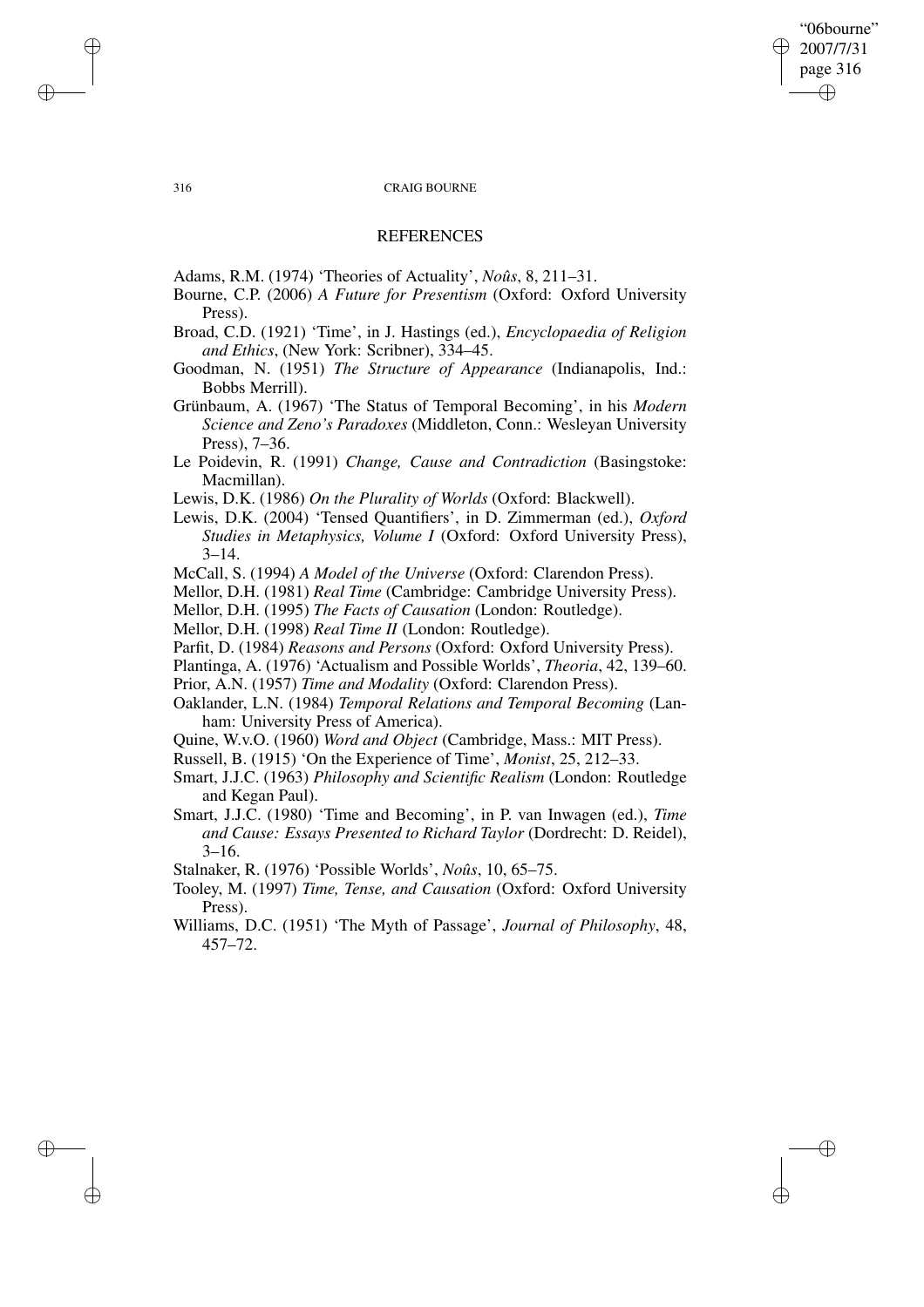## REFERENCES

Adams, R.M. (1974) 'Theories of Actuality', *Noûs*, 8, 211–31.

Bourne, C.P. (2006) *A Future for Presentism* (Oxford: Oxford University Press).

Broad, C.D. (1921) 'Time', in J. Hastings (ed.), *Encyclopaedia of Religion and Ethics*, (New York: Scribner), 334–45.

Goodman, N. (1951) *The Structure of Appearance* (Indianapolis, Ind.: Bobbs Merrill).

Grünbaum, A. (1967) 'The Status of Temporal Becoming', in his *Modern Science and Zeno's Paradoxes* (Middleton, Conn.: Wesleyan University Press), 7–36.

Le Poidevin, R. (1991) *Change, Cause and Contradiction* (Basingstoke: Macmillan).

Lewis, D.K. (1986) *On the Plurality of Worlds* (Oxford: Blackwell).

Lewis, D.K. (2004) 'Tensed Quantifiers', in D. Zimmerman (ed.), *Oxford Studies in Metaphysics, Volume I* (Oxford: Oxford University Press), 3–14.

McCall, S. (1994) *A Model of the Universe* (Oxford: Clarendon Press).

Mellor, D.H. (1981) *Real Time* (Cambridge: Cambridge University Press).

Mellor, D.H. (1995) *The Facts of Causation* (London: Routledge).

Mellor, D.H. (1998) *Real Time II* (London: Routledge).

Parfit, D. (1984) *Reasons and Persons* (Oxford: Oxford University Press).

Plantinga, A. (1976) 'Actualism and Possible Worlds', *Theoria*, 42, 139–60.

Prior, A.N. (1957) *Time and Modality* (Oxford: Clarendon Press).

Oaklander, L.N. (1984) *Temporal Relations and Temporal Becoming* (Lanham: University Press of America).

Quine, W.v.O. (1960) *Word and Object* (Cambridge, Mass.: MIT Press).

Russell, B. (1915) 'On the Experience of Time', *Monist*, 25, 212–33.

Smart, J.J.C. (1963) *Philosophy and Scientific Realism* (London: Routledge and Kegan Paul).

Smart, J.J.C. (1980) 'Time and Becoming', in P. van Inwagen (ed.), *Time and Cause: Essays Presented to Richard Taylor* (Dordrecht: D. Reidel), 3–16.

Stalnaker, R. (1976) 'Possible Worlds', *Noûs*, 10, 65–75.

Tooley, M. (1997) *Time, Tense, and Causation* (Oxford: Oxford University Press).

Williams, D.C. (1951) 'The Myth of Passage', *Journal of Philosophy*, 48, 457–72.